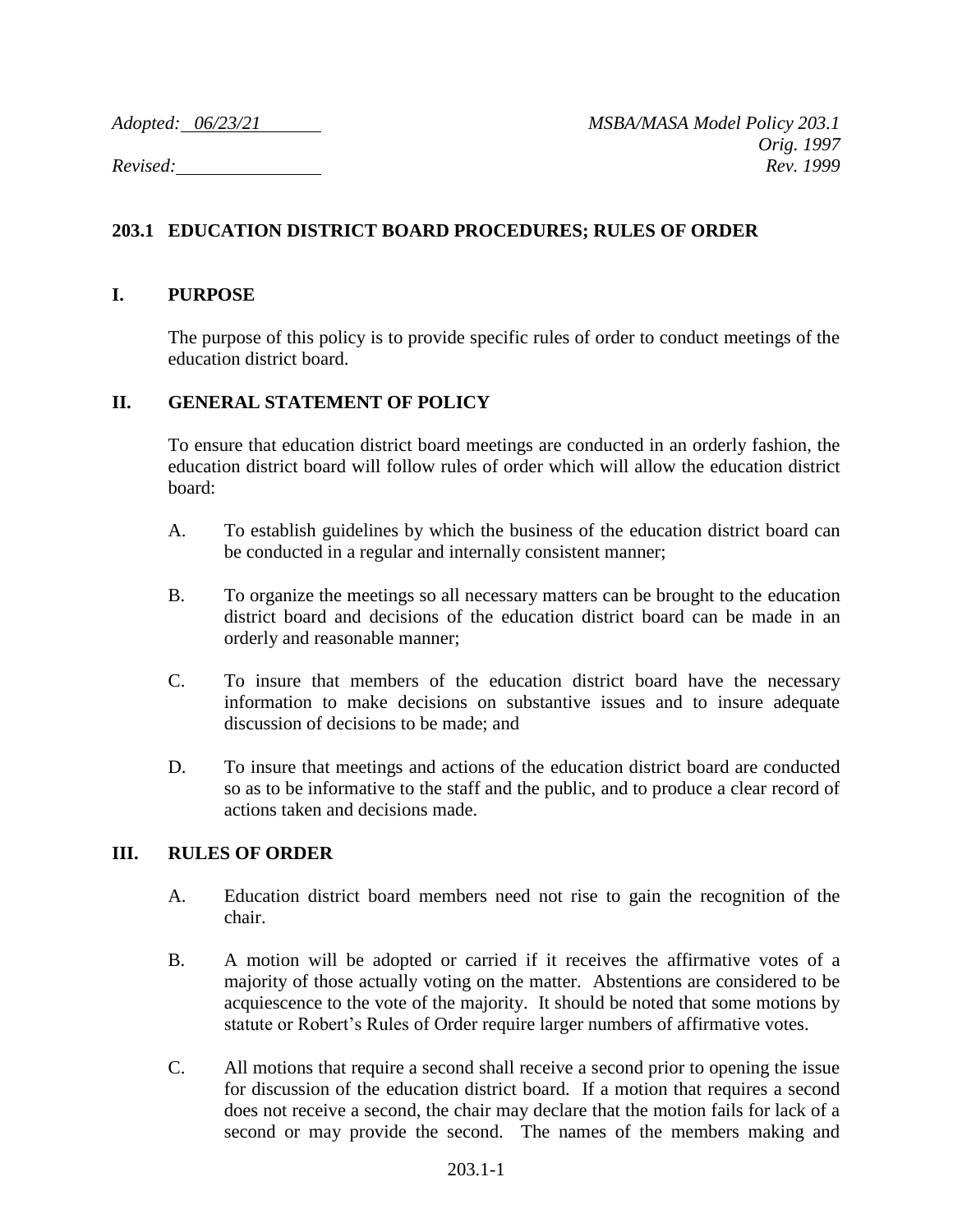*Adopted: 06/23/21* *MSBA/MASA Model Policy 203.1*
*Orig. 1997*
*Revised:* *Rev. 1999*

## 203.1 EDUCATION DISTRICT BOARD PROCEDURES; RULES OF ORDER

### I. PURPOSE

The purpose of this policy is to provide specific rules of order to conduct meetings of the education district board.

### II. GENERAL STATEMENT OF POLICY

To ensure that education district board meetings are conducted in an orderly fashion, the education district board will follow rules of order which will allow the education district board:

A. To establish guidelines by which the business of the education district board can be conducted in a regular and internally consistent manner;

B. To organize the meetings so all necessary matters can be brought to the education district board and decisions of the education district board can be made in an orderly and reasonable manner;

C. To insure that members of the education district board have the necessary information to make decisions on substantive issues and to insure adequate discussion of decisions to be made; and

D. To insure that meetings and actions of the education district board are conducted so as to be informative to the staff and the public, and to produce a clear record of actions taken and decisions made.

### III. RULES OF ORDER

A. Education district board members need not rise to gain the recognition of the chair.

B. A motion will be adopted or carried if it receives the affirmative votes of a majority of those actually voting on the matter. Abstentions are considered to be acquiescence to the vote of the majority. It should be noted that some motions by statute or Robert's Rules of Order require larger numbers of affirmative votes.

C. All motions that require a second shall receive a second prior to opening the issue for discussion of the education district board. If a motion that requires a second does not receive a second, the chair may declare that the motion fails for lack of a second or may provide the second. The names of the members making and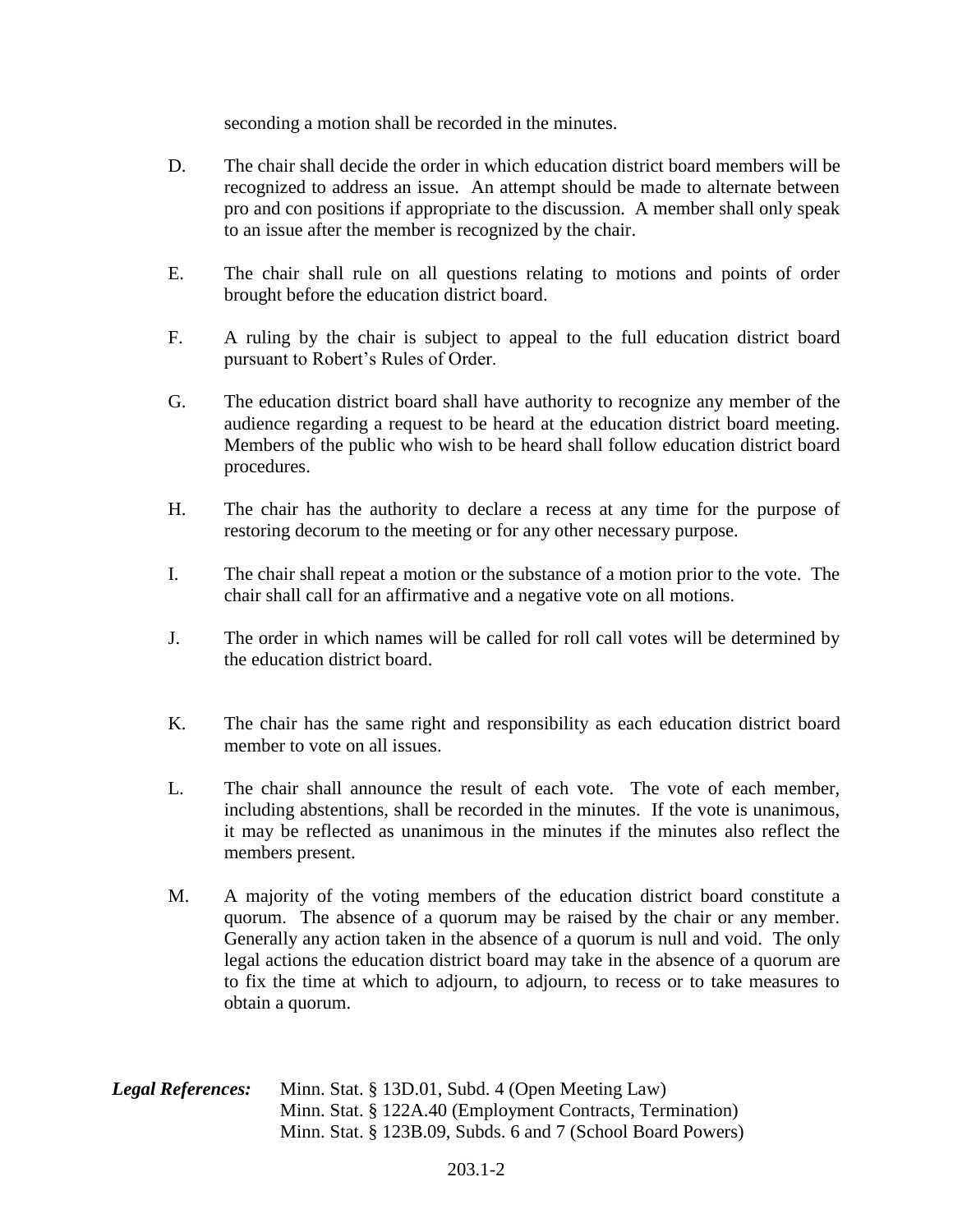seconding a motion shall be recorded in the minutes.

D. The chair shall decide the order in which education district board members will be recognized to address an issue. An attempt should be made to alternate between pro and con positions if appropriate to the discussion. A member shall only speak to an issue after the member is recognized by the chair.

E. The chair shall rule on all questions relating to motions and points of order brought before the education district board.

F. A ruling by the chair is subject to appeal to the full education district board pursuant to Robert's Rules of Order.

G. The education district board shall have authority to recognize any member of the audience regarding a request to be heard at the education district board meeting. Members of the public who wish to be heard shall follow education district board procedures.

H. The chair has the authority to declare a recess at any time for the purpose of restoring decorum to the meeting or for any other necessary purpose.

I. The chair shall repeat a motion or the substance of a motion prior to the vote. The chair shall call for an affirmative and a negative vote on all motions.

J. The order in which names will be called for roll call votes will be determined by the education district board.

K. The chair has the same right and responsibility as each education district board member to vote on all issues.

L. The chair shall announce the result of each vote. The vote of each member, including abstentions, shall be recorded in the minutes. If the vote is unanimous, it may be reflected as unanimous in the minutes if the minutes also reflect the members present.

M. A majority of the voting members of the education district board constitute a quorum. The absence of a quorum may be raised by the chair or any member. Generally any action taken in the absence of a quorum is null and void. The only legal actions the education district board may take in the absence of a quorum are to fix the time at which to adjourn, to adjourn, to recess or to take measures to obtain a quorum.

***Legal References:***
Minn. Stat. § 13D.01, Subd. 4 (Open Meeting Law)
Minn. Stat. § 122A.40 (Employment Contracts, Termination)
Minn. Stat. § 123B.09, Subds. 6 and 7 (School Board Powers)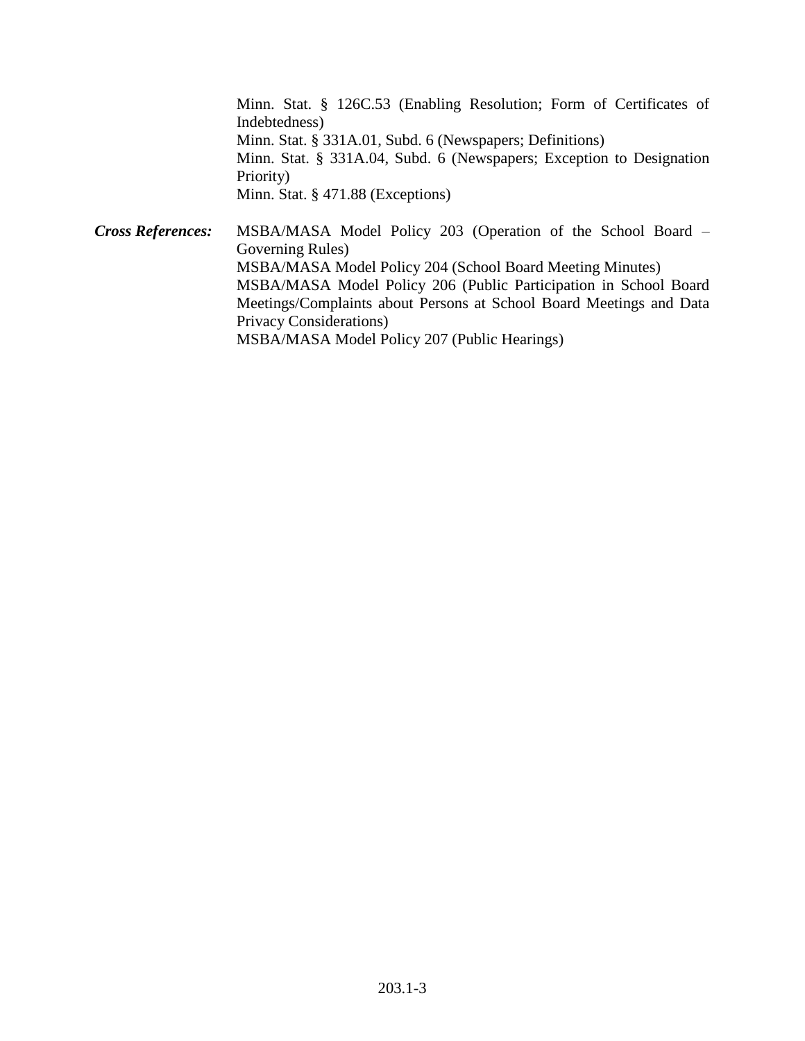Minn. Stat. § 126C.53 (Enabling Resolution; Form of Certificates of Indebtedness)
Minn. Stat. § 331A.01, Subd. 6 (Newspapers; Definitions)
Minn. Stat. § 331A.04, Subd. 6 (Newspapers; Exception to Designation Priority)
Minn. Stat. § 471.88 (Exceptions)

***Cross References:*** MSBA/MASA Model Policy 203 (Operation of the School Board – Governing Rules)
MSBA/MASA Model Policy 204 (School Board Meeting Minutes)
MSBA/MASA Model Policy 206 (Public Participation in School Board Meetings/Complaints about Persons at School Board Meetings and Data Privacy Considerations)
MSBA/MASA Model Policy 207 (Public Hearings)